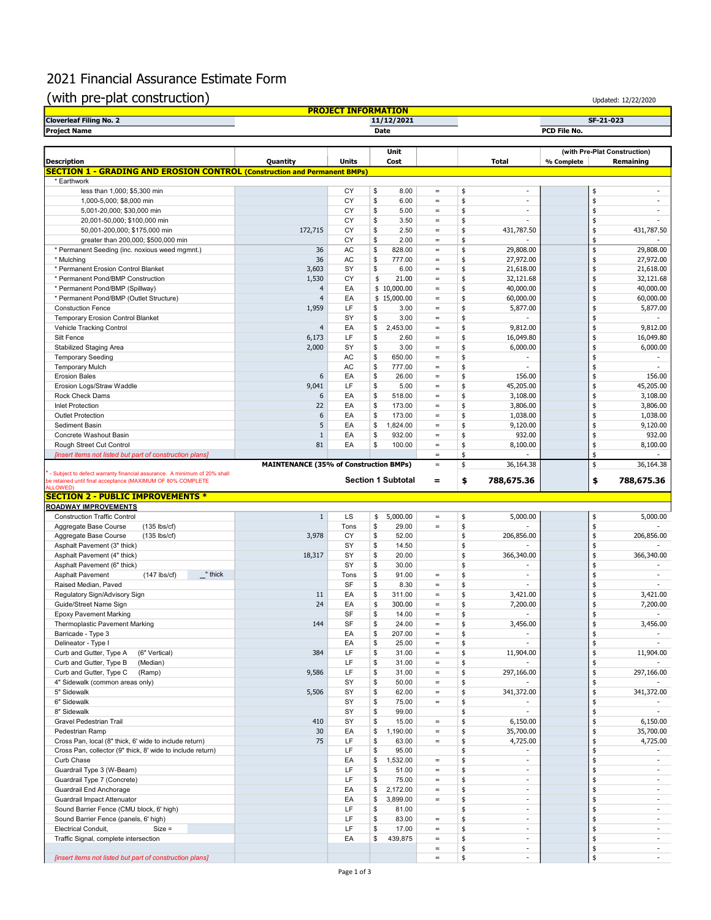# 2021 Financial Assurance Estimate Form
## (with pre-plat construction)

Updated: 12/22/2020

| PROJECT INFORMATION | | |
|---|---|---|
| Cloverleaf Filing No. 2 | 11/12/2021 | SF-21-023 |
| Project Name | Date | PCD File No. |

| Description | Quantity | Units | Unit Cost | | Total | % Complete (with Pre-Plat Construction) | Remaining (with Pre-Plat Construction) |
|---|---|---|---|---|---|---|---|
| **SECTION 1 - GRADING AND EROSION CONTROL (Construction and Permanent BMPs)** | | | | | | | |
| * Earthwork | | | | | | | |
| less than 1,000; $5,300 min | | CY | $ 8.00 | = | $ - | | $ - |
| 1,000-5,000; $8,000 min | | CY | $ 6.00 | = | $ - | | $ - |
| 5,001-20,000; $30,000 min | | CY | $ 5.00 | = | $ - | | $ - |
| 20,001-50,000; $100,000 min | | CY | $ 3.50 | = | $ - | | $ - |
| 50,001-200,000; $175,000 min | 172,715 | CY | $ 2.50 | = | $ 431,787.50 | | $ 431,787.50 |
| greater than 200,000; $500,000 min | | CY | $ 2.00 | = | $ - | | $ - |
| * Permanent Seeding (inc. noxious weed mgmnt.) | 36 | AC | $ 828.00 | = | $ 29,808.00 | | $ 29,808.00 |
| * Mulching | 36 | AC | $ 777.00 | = | $ 27,972.00 | | $ 27,972.00 |
| * Permanent Erosion Control Blanket | 3,603 | SY | $ 6.00 | = | $ 21,618.00 | | $ 21,618.00 |
| * Permanent Pond/BMP Construction | 1,530 | CY | $ 21.00 | = | $ 32,121.68 | | $ 32,121.68 |
| * Permanent Pond/BMP (Spillway) | 4 | EA | $ 10,000.00 | = | $ 40,000.00 | | $ 40,000.00 |
| * Permanent Pond/BMP (Outlet Structure) | 4 | EA | $ 15,000.00 | = | $ 60,000.00 | | $ 60,000.00 |
| Constuction Fence | 1,959 | LF | $ 3.00 | = | $ 5,877.00 | | $ 5,877.00 |
| Temporary Erosion Control Blanket | | SY | $ 3.00 | = | $ - | | $ - |
| Vehicle Tracking Control | 4 | EA | $ 2,453.00 | = | $ 9,812.00 | | $ 9,812.00 |
| Silt Fence | 6,173 | LF | $ 2.60 | = | $ 16,049.80 | | $ 16,049.80 |
| Stabilized Staging Area | 2,000 | SY | $ 3.00 | = | $ 6,000.00 | | $ 6,000.00 |
| Temporary Seeding | | AC | $ 650.00 | = | $ - | | $ - |
| Temporary Mulch | | AC | $ 777.00 | = | $ - | | $ - |
| Erosion Bales | 6 | EA | $ 26.00 | = | $ 156.00 | | $ 156.00 |
| Erosion Logs/Straw Waddle | 9,041 | LF | $ 5.00 | = | $ 45,205.00 | | $ 45,205.00 |
| Rock Check Dams | 6 | EA | $ 518.00 | = | $ 3,108.00 | | $ 3,108.00 |
| Inlet Protection | 22 | EA | $ 173.00 | = | $ 3,806.00 | | $ 3,806.00 |
| Outlet Protection | 6 | EA | $ 173.00 | = | $ 1,038.00 | | $ 1,038.00 |
| Sediment Basin | 5 | EA | $ 1,824.00 | = | $ 9,120.00 | | $ 9,120.00 |
| Concrete Washout Basin | 1 | EA | $ 932.00 | = | $ 932.00 | | $ 932.00 |
| Rough Street Cut Control | 81 | EA | $ 100.00 | = | $ 8,100.00 | | $ 8,100.00 |
| *[insert items not listed but part of construction plans]* | | | | = | $ - | | $ - |
| | MAINTENANCE (35% of Construction BMPs) | | | = | $ 36,164.38 | | $ 36,164.38 |
| * - Subject to defect warranty financial assurance. A minimum of 20% shall be retained until final acceptance (MAXIMUM OF 80% COMPLETE ALLOWED) | | | Section 1 Subtotal | = | **$ 788,675.36** | | **$ 788,675.36** |
| **SECTION 2 - PUBLIC IMPROVEMENTS *** | | | | | | | |
| **ROADWAY IMPROVEMENTS** | | | | | | | |
| Construction Traffic Control | 1 | LS | $ 5,000.00 | = | $ 5,000.00 | | $ 5,000.00 |
| Aggregate Base Course (135 lbs/cf) | | Tons | $ 29.00 | = | $ - | | $ - |
| Aggregate Base Course (135 lbs/cf) | 3,978 | CY | $ 52.00 | | $ 206,856.00 | | $ 206,856.00 |
| Asphalt Pavement (3" thick) | | SY | $ 14.50 | | $ - | | $ - |
| Asphalt Pavement (4" thick) | 18,317 | SY | $ 20.00 | | $ 366,340.00 | | $ 366,340.00 |
| Asphalt Pavement (6" thick) | | SY | $ 30.00 | | $ - | | $ - |
| Asphalt Pavement (147 lbs/cf) __" thick | | Tons | $ 91.00 | = | $ - | | $ - |
| Raised Median, Paved | | SF | $ 8.30 | = | $ - | | $ - |
| Regulatory Sign/Advisory Sign | 11 | EA | $ 311.00 | = | $ 3,421.00 | | $ 3,421.00 |
| Guide/Street Name Sign | 24 | EA | $ 300.00 | = | $ 7,200.00 | | $ 7,200.00 |
| Epoxy Pavement Marking | | SF | $ 14.00 | = | $ - | | $ - |
| Thermoplastic Pavement Marking | 144 | SF | $ 24.00 | = | $ 3,456.00 | | $ 3,456.00 |
| Barricade - Type 3 | | EA | $ 207.00 | = | $ - | | $ - |
| Delineator - Type I | | EA | $ 25.00 | = | $ - | | $ - |
| Curb and Gutter, Type A (6" Vertical) | 384 | LF | $ 31.00 | = | $ 11,904.00 | | $ 11,904.00 |
| Curb and Gutter, Type B (Median) | | LF | $ 31.00 | = | $ - | | $ - |
| Curb and Gutter, Type C (Ramp) | 9,586 | LF | $ 31.00 | = | $ 297,166.00 | | $ 297,166.00 |
| 4" Sidewalk (common areas only) | | SY | $ 50.00 | = | $ - | | $ - |
| 5" Sidewalk | 5,506 | SY | $ 62.00 | = | $ 341,372.00 | | $ 341,372.00 |
| 6" Sidewalk | | SY | $ 75.00 | = | $ - | | $ - |
| 8" Sidewalk | | SY | $ 99.00 | | $ - | | $ - |
| Gravel Pedestrian Trail | 410 | SY | $ 15.00 | = | $ 6,150.00 | | $ 6,150.00 |
| Pedestrian Ramp | 30 | EA | $ 1,190.00 | = | $ 35,700.00 | | $ 35,700.00 |
| Cross Pan, local (8" thick, 6' wide to include return) | 75 | LF | $ 63.00 | = | $ 4,725.00 | | $ 4,725.00 |
| Cross Pan, collector (9" thick, 8' wide to include return) | | LF | $ 95.00 | | $ - | | $ - |
| Curb Chase | | EA | $ 1,532.00 | = | $ - | | $ - |
| Guardrail Type 3 (W-Beam) | | LF | $ 51.00 | = | $ - | | $ - |
| Guardrail Type 7 (Concrete) | | LF | $ 75.00 | = | $ - | | $ - |
| Guardrail End Anchorage | | EA | $ 2,172.00 | = | $ - | | $ - |
| Guardrail Impact Attenuator | | EA | $ 3,899.00 | = | $ - | | $ - |
| Sound Barrier Fence (CMU block, 6' high) | | LF | $ 81.00 | | $ - | | $ - |
| Sound Barrier Fence (panels, 6' high) | | LF | $ 83.00 | = | $ - | | $ - |
| Electrical Conduit, Size = | | LF | $ 17.00 | = | $ - | | $ - |
| Traffic Signal, complete intersection | | EA | $ 439,875 | = | $ - | | $ - |
| | | | | = | $ - | | $ - |
| *[insert items not listed but part of construction plans]* | | | | = | $ - | | $ - |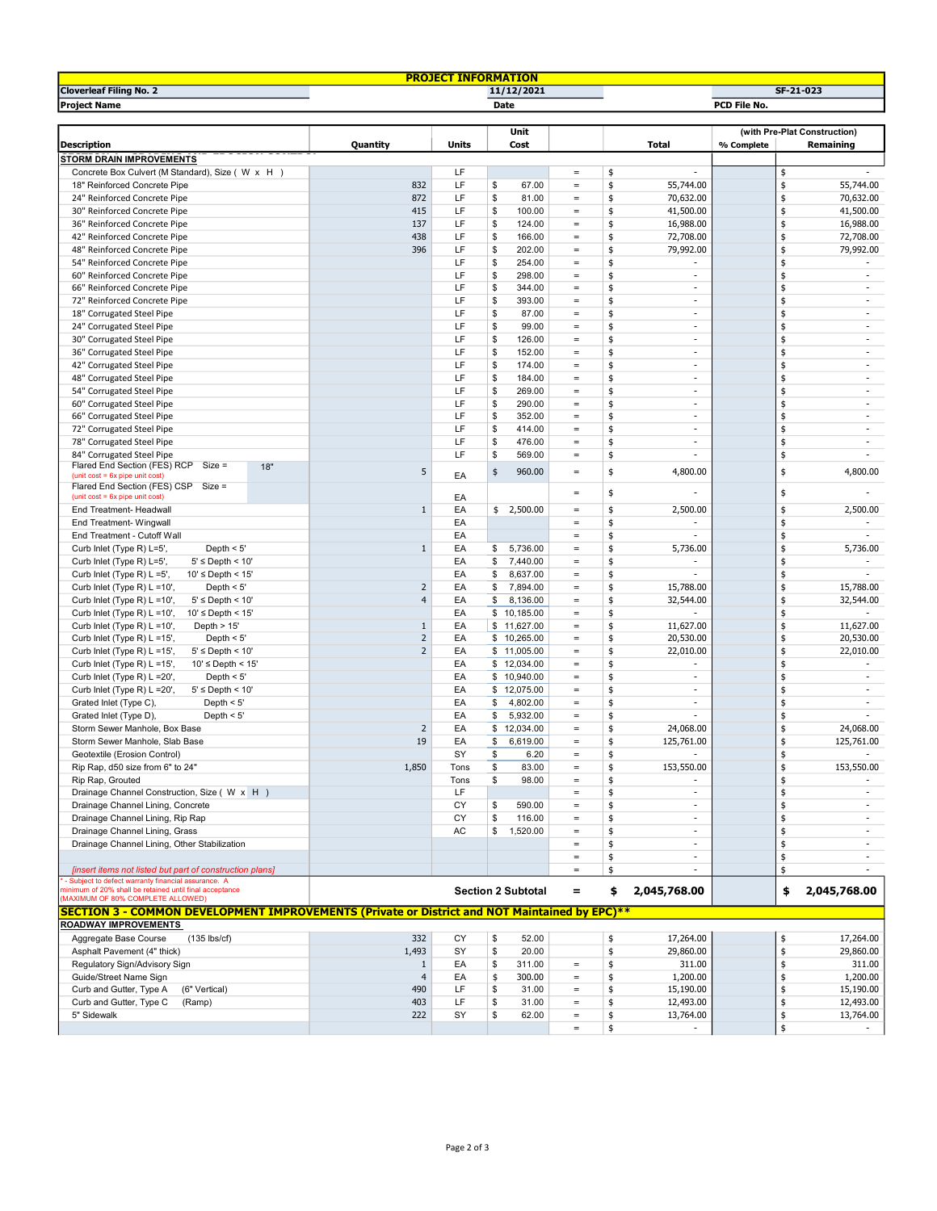| PROJECT INFORMATION | | | | | | | |
|---|---|---|---|---|---|---|---|
| Cloverleaf Filing No. 2 | | 11/12/2021 | | | | SF-21-023 | |
| Project Name | | Date | | | | PCD File No. | |

| Description | Quantity | Units | Unit Cost | | Total | (with Pre-Plat Construction) % Complete | Remaining |
|---|---|---|---|---|---|---|---|
| **STORM DRAIN IMPROVEMENTS** | | | | | | | |
| Concrete Box Culvert (M Standard), Size ( W x H ) | | LF | | = | $ - | | $ - |
| 18" Reinforced Concrete Pipe | 832 | LF | $ 67.00 | = | $ 55,744.00 | | $ 55,744.00 |
| 24" Reinforced Concrete Pipe | 872 | LF | $ 81.00 | = | $ 70,632.00 | | $ 70,632.00 |
| 30" Reinforced Concrete Pipe | 415 | LF | $ 100.00 | = | $ 41,500.00 | | $ 41,500.00 |
| 36" Reinforced Concrete Pipe | 137 | LF | $ 124.00 | = | $ 16,988.00 | | $ 16,988.00 |
| 42" Reinforced Concrete Pipe | 438 | LF | $ 166.00 | = | $ 72,708.00 | | $ 72,708.00 |
| 48" Reinforced Concrete Pipe | 396 | LF | $ 202.00 | = | $ 79,992.00 | | $ 79,992.00 |
| 54" Reinforced Concrete Pipe | | LF | $ 254.00 | = | $ - | | $ - |
| 60" Reinforced Concrete Pipe | | LF | $ 298.00 | = | $ - | | $ - |
| 66" Reinforced Concrete Pipe | | LF | $ 344.00 | = | $ - | | $ - |
| 72" Reinforced Concrete Pipe | | LF | $ 393.00 | = | $ - | | $ - |
| 18" Corrugated Steel Pipe | | LF | $ 87.00 | = | $ - | | $ - |
| 24" Corrugated Steel Pipe | | LF | $ 99.00 | = | $ - | | $ - |
| 30" Corrugated Steel Pipe | | LF | $ 126.00 | = | $ - | | $ - |
| 36" Corrugated Steel Pipe | | LF | $ 152.00 | = | $ - | | $ - |
| 42" Corrugated Steel Pipe | | LF | $ 174.00 | = | $ - | | $ - |
| 48" Corrugated Steel Pipe | | LF | $ 184.00 | = | $ - | | $ - |
| 54" Corrugated Steel Pipe | | LF | $ 269.00 | = | $ - | | $ - |
| 60" Corrugated Steel Pipe | | LF | $ 290.00 | = | $ - | | $ - |
| 66" Corrugated Steel Pipe | | LF | $ 352.00 | = | $ - | | $ - |
| 72" Corrugated Steel Pipe | | LF | $ 414.00 | = | $ - | | $ - |
| 78" Corrugated Steel Pipe | | LF | $ 476.00 | = | $ - | | $ - |
| 84" Corrugated Steel Pipe | | LF | $ 569.00 | = | $ - | | $ - |
| Flared End Section (FES) RCP Size = 18" (unit cost = 6x pipe unit cost) | 5 | EA | $ 960.00 | = | $ 4,800.00 | | $ 4,800.00 |
| Flared End Section (FES) CSP Size = (unit cost = 6x pipe unit cost) | | EA | | = | $ - | | $ - |
| End Treatment- Headwall | 1 | EA | $ 2,500.00 | = | $ 2,500.00 | | $ 2,500.00 |
| End Treatment- Wingwall | | EA | | = | $ - | | $ - |
| End Treatment - Cutoff Wall | | EA | | = | $ - | | $ - |
| Curb Inlet (Type R) L=5', Depth < 5' | 1 | EA | $ 5,736.00 | = | $ 5,736.00 | | $ 5,736.00 |
| Curb Inlet (Type R) L=5', 5' ≤ Depth < 10' | | EA | $ 7,440.00 | = | $ - | | $ - |
| Curb Inlet (Type R) L =5', 10' ≤ Depth < 15' | | EA | $ 8,637.00 | = | $ - | | $ - |
| Curb Inlet (Type R) L =10', Depth < 5' | 2 | EA | $ 7,894.00 | = | $ 15,788.00 | | $ 15,788.00 |
| Curb Inlet (Type R) L =10', 5' ≤ Depth < 10' | 4 | EA | $ 8,136.00 | = | $ 32,544.00 | | $ 32,544.00 |
| Curb Inlet (Type R) L =10', 10' ≤ Depth < 15' | | EA | $ 10,185.00 | = | $ - | | $ - |
| Curb Inlet (Type R) L =10', Depth > 15' | 1 | EA | $ 11,627.00 | = | $ 11,627.00 | | $ 11,627.00 |
| Curb Inlet (Type R) L =15', Depth < 5' | 2 | EA | $ 10,265.00 | = | $ 20,530.00 | | $ 20,530.00 |
| Curb Inlet (Type R) L =15', 5' ≤ Depth < 10' | 2 | EA | $ 11,005.00 | = | $ 22,010.00 | | $ 22,010.00 |
| Curb Inlet (Type R) L =15', 10' ≤ Depth < 15' | | EA | $ 12,034.00 | = | $ - | | $ - |
| Curb Inlet (Type R) L =20', Depth < 5' | | EA | $ 10,940.00 | = | $ - | | $ - |
| Curb Inlet (Type R) L =20', 5' ≤ Depth < 10' | | EA | $ 12,075.00 | = | $ - | | $ - |
| Grated Inlet (Type C), Depth < 5' | | EA | $ 4,802.00 | = | $ - | | $ - |
| Grated Inlet (Type D), Depth < 5' | | EA | $ 5,932.00 | = | $ - | | $ - |
| Storm Sewer Manhole, Box Base | 2 | EA | $ 12,034.00 | = | $ 24,068.00 | | $ 24,068.00 |
| Storm Sewer Manhole, Slab Base | 19 | EA | $ 6,619.00 | = | $ 125,761.00 | | $ 125,761.00 |
| Geotextile (Erosion Control) | | SY | $ 6.20 | = | $ - | | $ - |
| Rip Rap, d50 size from 6" to 24" | 1,850 | Tons | $ 83.00 | = | $ 153,550.00 | | $ 153,550.00 |
| Rip Rap, Grouted | | Tons | $ 98.00 | = | $ - | | $ - |
| Drainage Channel Construction, Size ( W x H ) | | LF | | = | $ - | | $ - |
| Drainage Channel Lining, Concrete | | CY | $ 590.00 | = | $ - | | $ - |
| Drainage Channel Lining, Rip Rap | | CY | $ 116.00 | = | $ - | | $ - |
| Drainage Channel Lining, Grass | | AC | $ 1,520.00 | = | $ - | | $ - |
| Drainage Channel Lining, Other Stabilization | | | | = | $ - | | $ - |
| | | | | = | $ - | | $ - |
| *[insert items not listed but part of construction plans]* | | | | = | $ - | | $ - |
| * - Subject to defect warranty financial assurance. A minimum of 20% shall be retained until final acceptance (MAXIMUM OF 80% COMPLETE ALLOWED) | | **Section 2 Subtotal** | | **=** | **$ 2,045,768.00** | | **$ 2,045,768.00** |
| **SECTION 3 - COMMON DEVELOPMENT IMPROVEMENTS (Private or District and NOT Maintained by EPC)\*\*** | | | | | | | |
| **ROADWAY IMPROVEMENTS** | | | | | | | |
| Aggregate Base Course (135 lbs/cf) | 332 | CY | $ 52.00 | | $ 17,264.00 | | $ 17,264.00 |
| Asphalt Pavement (4" thick) | 1,493 | SY | $ 20.00 | | $ 29,860.00 | | $ 29,860.00 |
| Regulatory Sign/Advisory Sign | 1 | EA | $ 311.00 | = | $ 311.00 | | $ 311.00 |
| Guide/Street Name Sign | 4 | EA | $ 300.00 | = | $ 1,200.00 | | $ 1,200.00 |
| Curb and Gutter, Type A (6" Vertical) | 490 | LF | $ 31.00 | = | $ 15,190.00 | | $ 15,190.00 |
| Curb and Gutter, Type C (Ramp) | 403 | LF | $ 31.00 | = | $ 12,493.00 | | $ 12,493.00 |
| 5" Sidewalk | 222 | SY | $ 62.00 | = | $ 13,764.00 | | $ 13,764.00 |
| | | | | = | $ - | | $ - |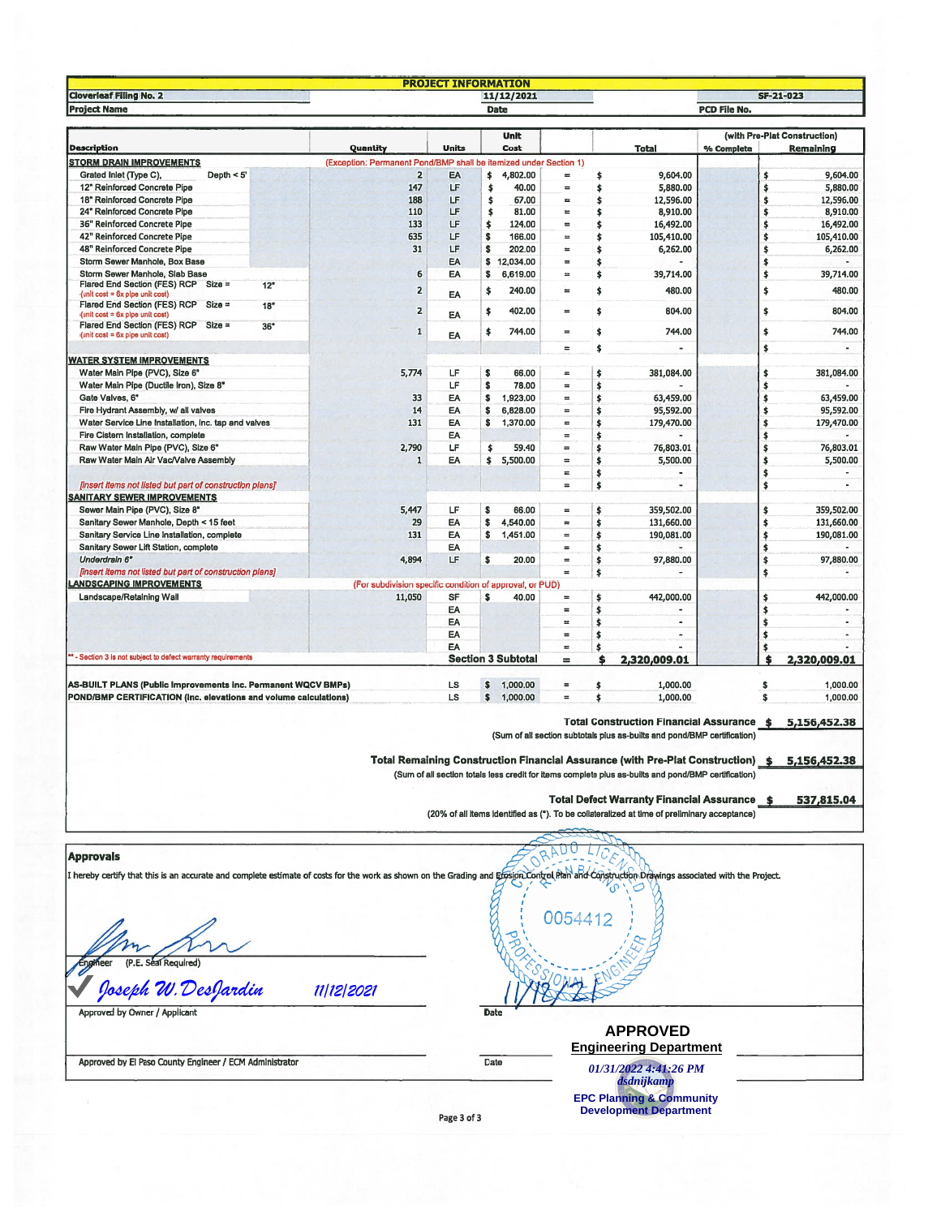## PROJECT INFORMATION

| | | |
|---|---|---|
| Cloverleaf Filing No. 2 | 11/12/2021 | SF-21-023 |
| Project Name | Date | PCD File No. |

| Description | | Quantity | Units | Unit Cost | | Total | % Complete | Remaining (with Pre-Plat Construction) |
|---|---|---|---|---|---|---|---|---|
| **STORM DRAIN IMPROVEMENTS** | | (Exception: Permanent Pond/BMP shall be itemized under Section 1) | | | | | | |
| Grated Inlet (Type C), | Depth < 5' | 2 | EA | $ 4,802.00 | = | $ 9,604.00 | | $ 9,604.00 |
| 12" Reinforced Concrete Pipe | | 147 | LF | $ 40.00 | = | $ 5,880.00 | | $ 5,880.00 |
| 18" Reinforced Concrete Pipe | | 188 | LF | $ 67.00 | = | $ 12,596.00 | | $ 12,596.00 |
| 24" Reinforced Concrete Pipe | | 110 | LF | $ 81.00 | = | $ 8,910.00 | | $ 8,910.00 |
| 36" Reinforced Concrete Pipe | | 133 | LF | $ 124.00 | = | $ 16,492.00 | | $ 16,492.00 |
| 42" Reinforced Concrete Pipe | | 635 | LF | $ 166.00 | = | $ 105,410.00 | | $ 105,410.00 |
| 48" Reinforced Concrete Pipe | | 31 | LF | $ 202.00 | = | $ 6,262.00 | | $ 6,262.00 |
| Storm Sewer Manhole, Box Base | | | EA | $ 12,034.00 | = | $ - | | $ - |
| Storm Sewer Manhole, Slab Base | | 6 | EA | $ 6,619.00 | = | $ 39,714.00 | | $ 39,714.00 |
| Flared End Section (FES) RCP Size = (unit cost = 6x pipe unit cost) | 12" | 2 | EA | $ 240.00 | = | $ 480.00 | | $ 480.00 |
| Flared End Section (FES) RCP Size = (unit cost = 6x pipe unit cost) | 18" | 2 | EA | $ 402.00 | = | $ 804.00 | | $ 804.00 |
| Flared End Section (FES) RCP Size = (unit cost = 6x pipe unit cost) | 36" | 1 | EA | $ 744.00 | = | $ 744.00 | | $ 744.00 |
| | | | | | = | $ - | | $ - |
| **WATER SYSTEM IMPROVEMENTS** | | | | | | | | |
| Water Main Pipe (PVC), Size 6" | | 5,774 | LF | $ 66.00 | = | $ 381,084.00 | | $ 381,084.00 |
| Water Main Pipe (Ductile Iron), Size 8" | | | LF | $ 78.00 | = | $ - | | $ - |
| Gate Valves, 6" | | 33 | EA | $ 1,923.00 | = | $ 63,459.00 | | $ 63,459.00 |
| Fire Hydrant Assembly, w/ all valves | | 14 | EA | $ 6,828.00 | = | $ 95,592.00 | | $ 95,592.00 |
| Water Service Line Installation, inc. tap and valves | | 131 | EA | $ 1,370.00 | = | $ 179,470.00 | | $ 179,470.00 |
| Fire Cistern Installation, complete | | | EA | | = | $ - | | $ - |
| Raw Water Main Pipe (PVC), Size 6" | | 2,790 | LF | $ 59.40 | = | $ 76,803.01 | | $ 76,803.01 |
| Raw Water Main Air Vac/Valve Assembly | | 1 | EA | $ 5,500.00 | = | $ 5,500.00 | | $ 5,500.00 |
| | | | | | = | $ - | | $ - |
| *[insert items not listed but part of construction plans]* | | | | | = | $ - | | $ - |
| **SANITARY SEWER IMPROVEMENTS** | | | | | | | | |
| Sewer Main Pipe (PVC), Size 8" | | 5,447 | LF | $ 66.00 | = | $ 359,502.00 | | $ 359,502.00 |
| Sanitary Sewer Manhole, Depth < 15 feet | | 29 | EA | $ 4,540.00 | = | $ 131,660.00 | | $ 131,660.00 |
| Sanitary Service Line Installation, complete | | 131 | EA | $ 1,451.00 | = | $ 190,081.00 | | $ 190,081.00 |
| Sanitary Sewer Lift Station, complete | | | EA | | = | $ - | | $ - |
| *Underdrain 6"* | | 4,894 | LF | $ 20.00 | = | $ 97,880.00 | | $ 97,880.00 |
| *[insert items not listed but part of construction plans]* | | | | | = | $ - | | $ - |
| **LANDSCAPING IMPROVEMENTS** | | (For subdivision specific condition of approval, or PUD) | | | | | | |
| Landscape/Retaining Wall | | 11,050 | SF | $ 40.00 | = | $ 442,000.00 | | $ 442,000.00 |
| | | | EA | | = | $ - | | $ - |
| | | | EA | | = | $ - | | $ - |
| | | | EA | | = | $ - | | $ - |
| | | | EA | | = | $ - | | $ - |
| ** - Section 3 is not subject to defect warranty requirements | | | **Section 3 Subtotal** | | = | **$ 2,320,009.01** | | **$ 2,320,009.01** |
| | | | | | | | | |
| **AS-BUILT PLANS (Public Improvements inc. Permanent WQCV BMPs)** | | | LS | $ 1,000.00 | = | $ 1,000.00 | | $ 1,000.00 |
| **POND/BMP CERTIFICATION (inc. elevations and volume calculations)** | | | LS | $ 1,000.00 | = | $ 1,000.00 | | $ 1,000.00 |

**Total Construction Financial Assurance** $ 5,156,452.38
(Sum of all section subtotals plus as-builts and pond/BMP certification)

**Total Remaining Construction Financial Assurance (with Pre-Plat Construction)** $ 5,156,452.38
(Sum of all section totals less credit for items complete plus as-builts and pond/BMP certification)

**Total Defect Warranty Financial Assurance** $ 537,815.04
(20% of all items identified as (*). To be collateralized at time of preliminary acceptance)

## Approvals

I hereby certify that this is an accurate and complete estimate of costs for the work as shown on the Grading and Erosion Control Plan and Construction Drawings associated with the Project.

Engineer (P.E. Seal Required) — Date: 11/18/21

[Seal: Colorado Licensed Professional Engineer 0054412]

Joseph W. DesJardin 11/12/2021
Approved by Owner / Applicant — Date

Approved by El Paso County Engineer / ECM Administrator — Date

**APPROVED**
**Engineering Department**
01/31/2022 4:41:26 PM
dsdnijkamp
EPC Planning & Community Development Department